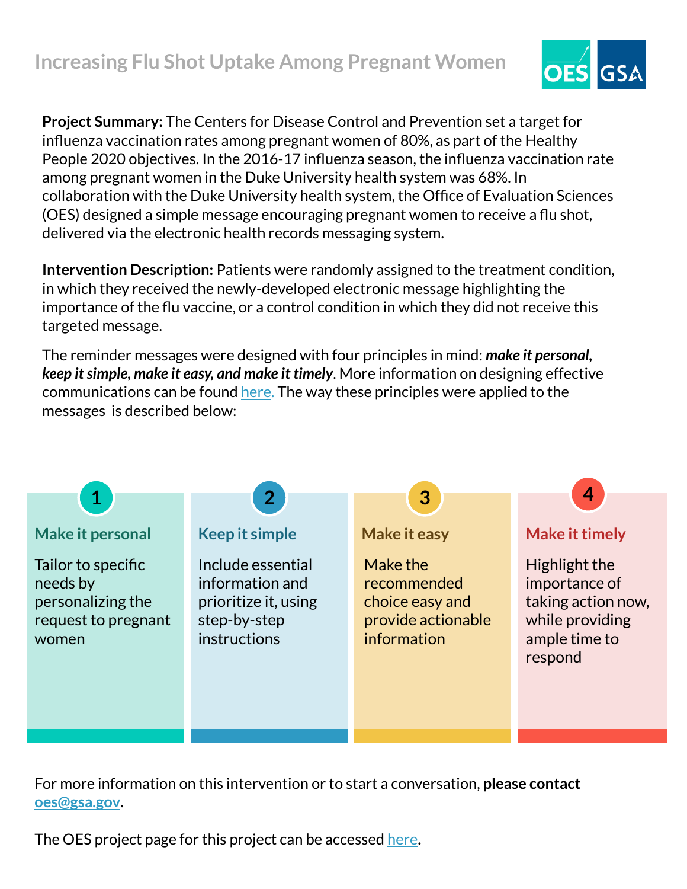# Increasing Flu Shot Uptake Among Pregnant Women

**Project Summary:** The Centers for Disease Control and Prevention set a target for influenza vaccination rates among pregnant women of 80%, as part of the Healthy People 2020 objectives. In the 2016-17 influenza season, the influenza vaccination rate among pregnant women in the Duke University health system was 68%. In collaboration with the Duke University health system, the Office of Evaluation Sciences (OES) designed a simple message encouraging pregnant women to receive a flu shot, delivered via the electronic health records messaging system.

**Intervention Description:** Patients were randomly assigned to the treatment condition, in which they received the newly-developed electronic message highlighting the importance of the flu vaccine, or a control condition in which they did not receive this targeted message.

The reminder messages were designed with four principles in mind: ***make it personal, keep it simple, make it easy, and make it timely***. More information on designing effective communications can be found [here.](#) The way these principles were applied to the messages is described below:

### 1. Make it personal

Tailor to specific needs by personalizing the request to pregnant women

### 2. Keep it simple

Include essential information and prioritize it, using step-by-step instructions

### 3. Make it easy

Make the recommended choice easy and provide actionable information

### 4. Make it timely

Highlight the importance of taking action now, while providing ample time to respond

For more information on this intervention or to start a conversation, **please contact [oes@gsa.gov](mailto:oes@gsa.gov).**

The OES project page for this project can be accessed [here](#).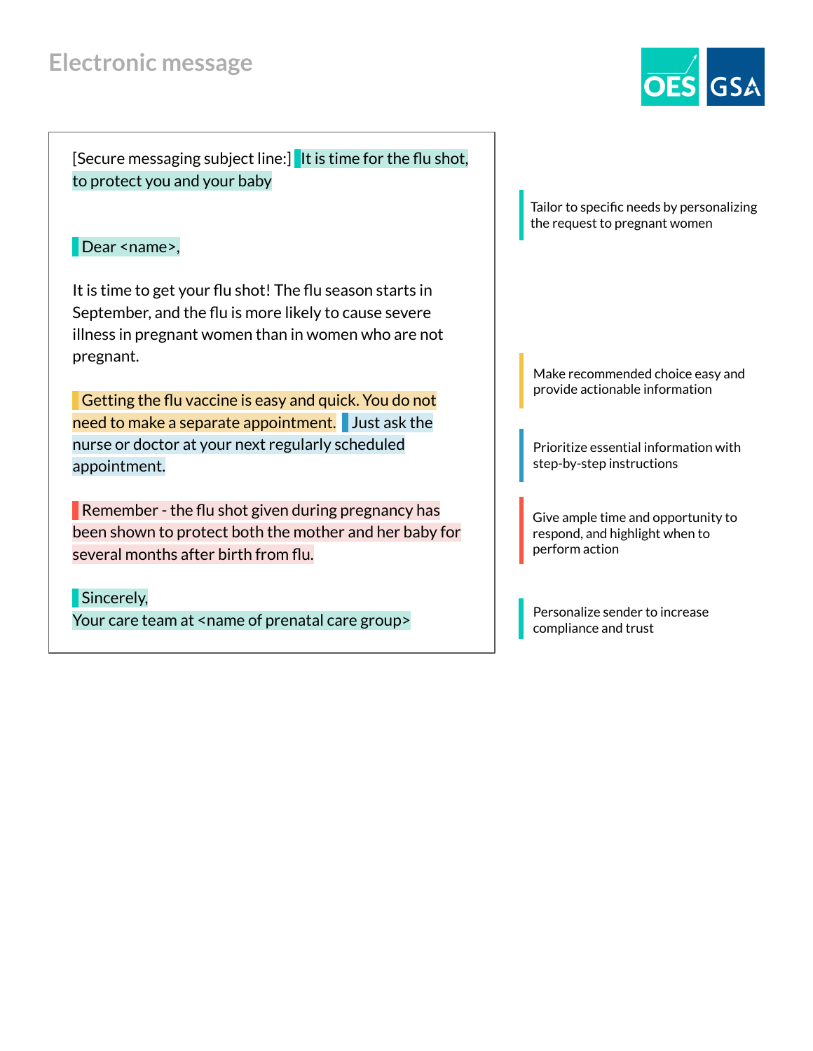# Electronic message

[Secure messaging subject line:] It is time for the flu shot, to protect you and your baby

Dear <name>,

It is time to get your flu shot! The flu season starts in September, and the flu is more likely to cause severe illness in pregnant women than in women who are not pregnant.

Getting the flu vaccine is easy and quick. You do not need to make a separate appointment. Just ask the nurse or doctor at your next regularly scheduled appointment.

Remember - the flu shot given during pregnancy has been shown to protect both the mother and her baby for several months after birth from flu.

Sincerely,
Your care team at <name of prenatal care group>

---

Tailor to specific needs by personalizing the request to pregnant women

Make recommended choice easy and provide actionable information

Prioritize essential information with step-by-step instructions

Give ample time and opportunity to respond, and highlight when to perform action

Personalize sender to increase compliance and trust